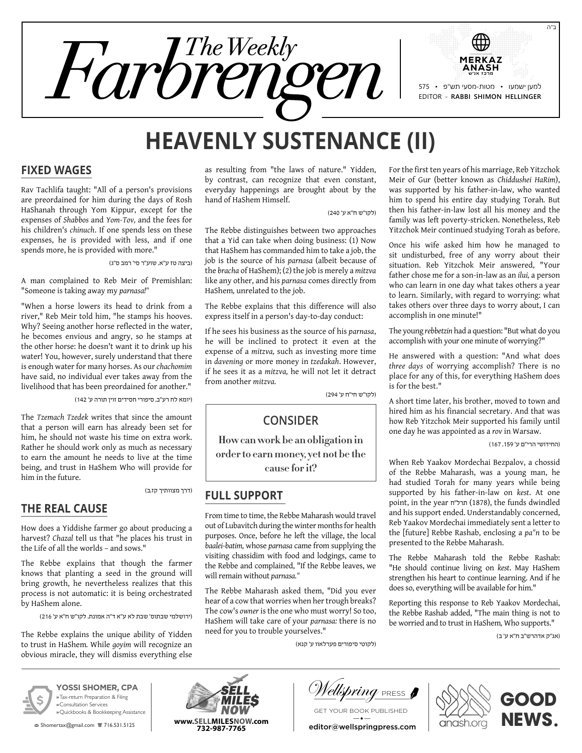ב"ה

# The Weekly Farbrengen

MERKAZ ANASH מרכז אנ"ש

575 • מטות-מסעי תש"פ • למען ישמעו

EDITOR - RABBI SHIMON HELLINGER

# HEAVENLY SUSTENANCE (II)

## FIXED WAGES

Rav Tachlifa taught: "All of a person's provisions are preordained for him during the days of Rosh HaShanah through Yom Kippur, except for the expenses of *Shabbos* and *Yom-Tov,* and the fees for his children's *chinuch*. If one spends less on these expenses, he is provided with less, and if one spends more, he is provided with more."

(ביצה טז ע"א, שוע"ר סי' רמב ס"ג)

A man complained to Reb Meir of Premishlan: "Someone is taking away my *parnasa!"*

"When a horse lowers its head to drink from a river," Reb Meir told him, "he stamps his hooves. Why? Seeing another horse reflected in the water, he becomes envious and angry, so he stamps at the other horse: he doesn't want it to drink up his water! You, however, surely understand that there is enough water for many horses. As our *chachomim* have said, no individual ever takes away from the livelihood that has been preordained for another."

(יומא לח רע"ב, סיפורי חסידים זוין תורה ע' 142)

The *Tzemach Tzedek* writes that since the amount that a person will earn has already been set for him, he should not waste his time on extra work. Rather he should work only as much as necessary to earn the amount he needs to live at the time being, and trust in HaShem Who will provide for him in the future.

(דרך מצוותיך קז,ב)

## THE REAL CAUSE

How does a Yiddishe farmer go about producing a harvest? *Chazal* tell us that "he places his trust in the Life of all the worlds – and sows."

The Rebbe explains that though the farmer knows that planting a seed in the ground will bring growth, he nevertheless realizes that this process is not automatic: it is being orchestrated by HaShem alone.

(ירושלמי שבתוס' שבת לא ע"א ד"ה אמונת, לקו"ש ח"א ע' 216)

The Rebbe explains the unique ability of Yidden to trust in HaShem. While *goyim* will recognize an obvious miracle, they will dismiss everything else as resulting from "the laws of nature." Yidden, by contrast, can recognize that even constant, everyday happenings are brought about by the hand of HaShem Himself.

(לקו"ש ח"א ע' 240)

The Rebbe distinguishes between two approaches that a Yid can take when doing business: (1) Now that HaShem has commanded him to take a job, the job is the source of his *parnasa* (albeit because of the *bracha* of HaShem); (2) the job is merely a *mitzva* like any other, and his *parnasa* comes directly from HaShem, unrelated to the job.

The Rebbe explains that this difference will also express itself in a person's day-to-day conduct:

If he sees his business as the source of his *parnasa*, he will be inclined to protect it even at the expense of a *mitzva,* such as investing more time in *davening* or more money in *tzedakah*. However, if he sees it as a *mitzva,* he will not let it detract from another *mitzva.*

(לקו"ש חי"ח ע' 294)

> **CONSIDER**
>
> **How can work be an obligation in order to earn money, yet not be the cause for it?**

## FULL SUPPORT

From time to time, the Rebbe Maharash would travel out of Lubavitch during the winter months for health purposes. Once, before he left the village, the local *baalei-batim,* whose *parnasa* came from supplying the visiting chassidim with food and lodgings, came to the Rebbe and complained, "If the Rebbe leaves, we will remain without *parnasa."*

The Rebbe Maharash asked them, "Did you ever hear of a cow that worries when her trough breaks? The cow's *owner* is the one who must worry! So too, HaShem will take care of your *parnasa:* there is no need for you to trouble yourselves."

(לקוטי סיפורים פערלאוו ע' קנא)

For the first ten years of his marriage, Reb Yitzchok Meir of Gur (better known as *Chiddushei HaRim*), was supported by his father-in-law, who wanted him to spend his entire day studying Torah. But then his father-in-law lost all his money and the family was left poverty-stricken. Nonetheless, Reb Yitzchok Meir continued studying Torah as before.

Once his wife asked him how he managed to sit undisturbed, free of any worry about their situation. Reb Yitzchok Meir answered, "Your father chose me for a son-in-law as an *ilui,* a person who can learn in one day what takes others a year to learn. Similarly, with regard to worrying: what takes others over three days to worry about, I can accomplish in one minute!"

The young *rebbetzin* had a question: "But what do you accomplish with your one minute of worrying?"

He answered with a question: "And what does *three days* of worrying accomplish? There is no place for any of this, for everything HaShem does is for the best."

A short time later, his brother, moved to town and hired him as his financial secretary. And that was how Reb Yitzchok Meir supported his family until one day he was appointed as a *rov* in Warsaw.

(החידושי הרי"ם ע' 159, 167)

When Reb Yaakov Mordechai Bezpalov, a chossid of the Rebbe Maharash, was a young man, he had studied Torah for many years while being supported by his father-in-law on *kest*. At one point, in the year תרל"ח (1878), the funds dwindled and his support ended. Understandably concerned, Reb Yaakov Mordechai immediately sent a letter to the [future] Rebbe Rashab, enclosing a *pa"n* to be presented to the Rebbe Maharash.

The Rebbe Maharash told the Rebbe Rashab: "He should continue living on *kest*. May HaShem strengthen his heart to continue learning. And if he does so, everything will be available for him."

Reporting this response to Reb Yaakov Mordechai, the Rebbe Rashab added, "The main thing is not to be worried and to trust in HaShem, Who supports."

(אג"ק אדהרש"ב ח"א ע' ב)

---

**YOSSI SHOMER, CPA**
» Tax-return Preparation & Filing
» Consultation Services
» Quickbooks & Bookkeeping Assistance
Shomertax@gmail.com ☎ 716.531.5125

**SELL MILE$ NOW**
www.SELLMILESNOW.com
732-987-7765

**Wellspring PRESS**
GET YOUR BOOK PUBLISHED
editor@wellspringpress.com

anash.org **GOOD NEWS.**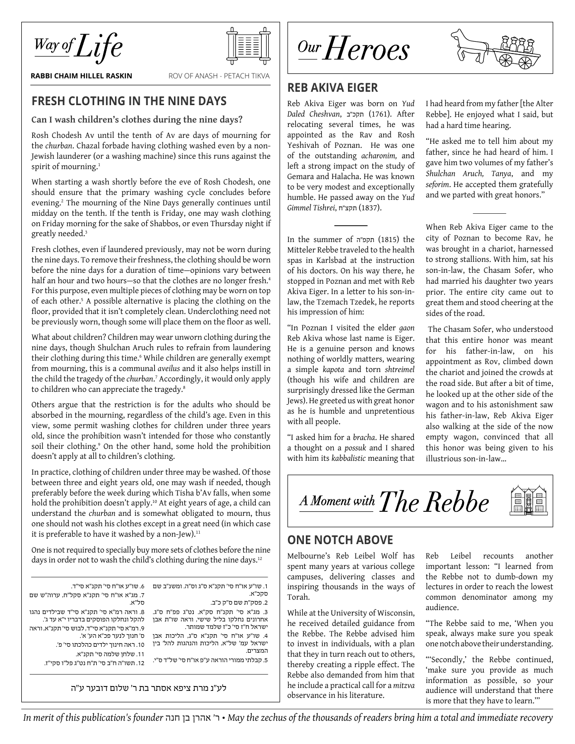# Way of Life

**RABBI CHAIM HILLEL RASKIN** ROV OF ANASH - PETACH TIKVA

## FRESH CLOTHING IN THE NINE DAYS

**Can I wash children's clothes during the nine days?**

Rosh Chodesh Av until the tenth of Av are days of mourning for the *churban*. Chazal forbade having clothing washed even by a non-Jewish launderer (or a washing machine) since this runs against the spirit of mourning.[1]

When starting a wash shortly before the eve of Rosh Chodesh, one should ensure that the primary washing cycle concludes before evening.[2] The mourning of the Nine Days generally continues until midday on the tenth. If the tenth is Friday, one may wash clothing on Friday morning for the sake of Shabbos, or even Thursday night if greatly needed.[3]

Fresh clothes, even if laundered previously, may not be worn during the nine days. To remove their freshness, the clothing should be worn before the nine days for a duration of time—opinions vary between half an hour and two hours—so that the clothes are no longer fresh.[4] For this purpose, even multiple pieces of clothing may be worn on top of each other.[5] A possible alternative is placing the clothing on the floor, provided that it isn't completely clean. Underclothing need not be previously worn, though some will place them on the floor as well.

What about children? Children may wear unworn clothing during the nine days, though Shulchan Aruch rules to refrain from laundering their clothing during this time.[6] While children are generally exempt from mourning, this is a communal *aveilus* and it also helps instill in the child the tragedy of the *churban*.[7] Accordingly, it would only apply to children who can appreciate the tragedy.[8]

Others argue that the restriction is for the adults who should be absorbed in the mourning, regardless of the child's age. Even in this view, some permit washing clothes for children under three years old, since the prohibition wasn't intended for those who constantly soil their clothing.[9] On the other hand, some hold the prohibition doesn't apply at all to children's clothing.

In practice, clothing of children under three may be washed. Of those between three and eight years old, one may wash if needed, though preferably before the week during which Tisha b'Av falls, when some hold the prohibition doesn't apply.[10] At eight years of age, a child can understand the *churban* and is somewhat obligated to mourn, thus one should not wash his clothes except in a great need (in which case it is preferable to have it washed by a non-Jew).[11]

One is not required to specially buy more sets of clothes before the nine days in order not to wash the child's clothing during the nine days.[12]

1. שו"ע או"ח סי' תקנ"א ס"ג וס"ה. ומשנ"ב שם סקכ"א.
2. פסק"ת שם ס"ק כ"ב.
3. מג"א סי' תקנ"ח סק"א. נט"ג פפ"ח ס"ג. אחרונים נחלקו בליל שישי, וראה שו"ת אבן ישראל ח"ז סי' כ"ז שלמד שמותר.
4. שו"ע או"ח סי' תקנ"א ס"ג, הליכות אבן ישראל עמ' של"א, הליכות והנהגות להל' בין המצרים.
5. קבלתי ממורי הוראה ע"פ או"ח סי' של"ד ס"י.
6. שו"ע או"ח סי' תקנ"א סי"ד.
7. מג"א או"ח סי' תקנ"א סקל"ח, ערוה"ש שם סל"א.
8. וראה רמ"א סי' תקנ"א סי"ד שבילדים נהגו להקל ונחלקו הפוסקים בדבריו יי"א עד ג'.
9. רמ"א סי' תקנ"א סי"ד, לבוש סי' תקנ"א, וראה ס' חנוך לנער פכ"א הע' א'.
10. ראה חינוך ילדים כהלכתו סי' פ'.
11. שלחן שלמה סי' תקנ"א.
12. תשו"ה ח"ב סי' ת"ח נט"ג פל"ו סקי"ז.

לע"נ מרת ציפא אסתר בת ר' שלום דובער ע"ה

# Our Heroes

## REB AKIVA EIGER

Reb Akiva Eiger was born on *Yud Daled Cheshvan*, תקכ"ב (1761). After relocating several times, he was appointed as the Rav and Rosh Yeshivah of Poznan. He was one of the outstanding *acharonim,* and left a strong impact on the study of Gemara and Halacha. He was known to be very modest and exceptionally humble. He passed away on the *Yud Gimmel Tishrei*, תקצ"ח (1837).

---

In the summer of תקע"ה (1815) the Mitteler Rebbe traveled to the health spas in Karlsbad at the instruction of his doctors. On his way there, he stopped in Poznan and met with Reb Akiva Eiger. In a letter to his son-in-law, the Tzemach Tzedek, he reports his impression of him:

"In Poznan I visited the elder *gaon* Reb Akiva whose last name is Eiger. He is a genuine person and knows nothing of worldly matters, wearing a simple *kapota* and torn *shtreimel* (though his wife and children are surprisingly dressed like the German Jews). He greeted us with great honor as he is humble and unpretentious with all people.

"I asked him for a *bracha*. He shared a thought on a *possuk* and I shared with him its *kabbalistic* meaning that I had heard from my father [the Alter Rebbe]. He enjoyed what I said, but had a hard time hearing.

"He asked me to tell him about my father, since he had heard of him. I gave him two volumes of my father's *Shulchan Aruch, Tanya*, and my *seforim*. He accepted them gratefully and we parted with great honors."

---

When Reb Akiva Eiger came to the city of Poznan to become Rav, he was brought in a chariot, harnessed to strong stallions. With him, sat his son-in-law, the Chasam Sofer, who had married his daughter two years prior. The entire city came out to great them and stood cheering at the sides of the road.

The Chasam Sofer, who understood that this entire honor was meant for his father-in-law, on his appointment as Rov, climbed down the chariot and joined the crowds at the road side. But after a bit of time, he looked up at the other side of the wagon and to his astonishment saw his father-in-law, Reb Akiva Eiger also walking at the side of the now empty wagon, convinced that all this honor was being given to his illustrious son-in-law...

# A Moment with The Rebbe

## ONE NOTCH ABOVE

Melbourne's Reb Leibel Wolf has spent many years at various college campuses, delivering classes and inspiring thousands in the ways of Torah.

While at the University of Wisconsin, he received detailed guidance from the Rebbe. The Rebbe advised him to invest in individuals, with a plan that they in turn reach out to others, thereby creating a ripple effect. The Rebbe also demanded from him that he include a practical call for a *mitzva* observance in his literature.

Reb Leibel recounts another important lesson: "I learned from the Rebbe not to dumb-down my lectures in order to reach the lowest common denominator among my audience.

"The Rebbe said to me, 'When you speak, always make sure you speak one notch above their understanding.

"'Secondly,' the Rebbe continued, 'make sure you provide as much information as possible, so your audience will understand that there is more that they have to learn.'"

*In merit of this publication's founder* ר' אהרן בן חנה • *May the zechus of the thousands of readers bring him a total and immediate recovery*